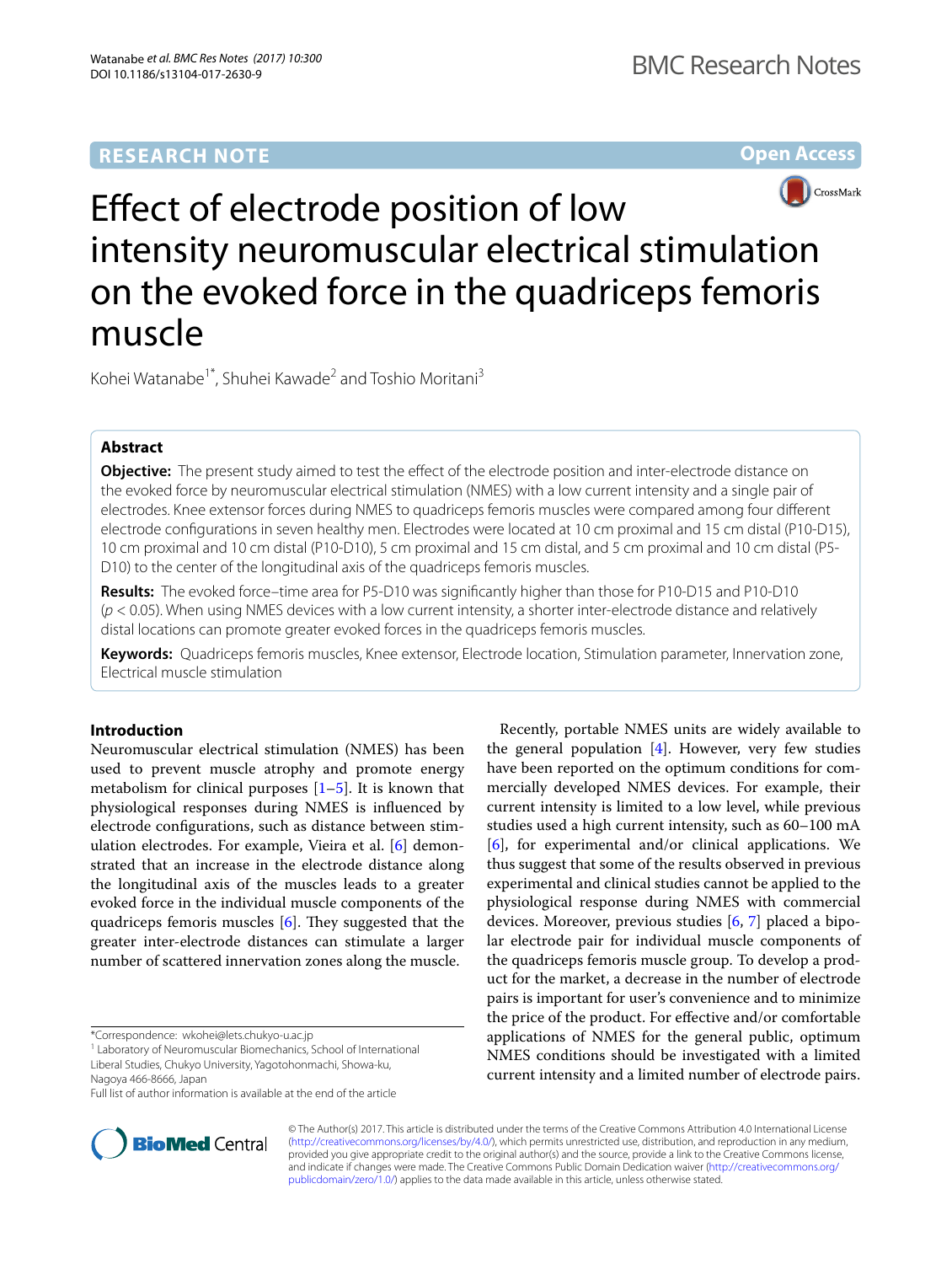RESEARCH NOTE

Open Access

# Effect of electrode position of low intensity neuromuscular electrical stimulation on the evoked force in the quadriceps femoris muscle

Kohei Watanabe[1*], Shuhei Kawade[2] and Toshio Moritani[3]

## Abstract

**Objective:** The present study aimed to test the effect of the electrode position and inter-electrode distance on the evoked force by neuromuscular electrical stimulation (NMES) with a low current intensity and a single pair of electrodes. Knee extensor forces during NMES to quadriceps femoris muscles were compared among four different electrode configurations in seven healthy men. Electrodes were located at 10 cm proximal and 15 cm distal (P10-D15), 10 cm proximal and 10 cm distal (P10-D10), 5 cm proximal and 15 cm distal, and 5 cm proximal and 10 cm distal (P5-D10) to the center of the longitudinal axis of the quadriceps femoris muscles.

**Results:** The evoked force–time area for P5-D10 was significantly higher than those for P10-D15 and P10-D10 ($p < 0.05$). When using NMES devices with a low current intensity, a shorter inter-electrode distance and relatively distal locations can promote greater evoked forces in the quadriceps femoris muscles.

**Keywords:** Quadriceps femoris muscles, Knee extensor, Electrode location, Stimulation parameter, Innervation zone, Electrical muscle stimulation

## Introduction

Neuromuscular electrical stimulation (NMES) has been used to prevent muscle atrophy and promote energy metabolism for clinical purposes [1–5]. It is known that physiological responses during NMES is influenced by electrode configurations, such as distance between stimulation electrodes. For example, Vieira et al. [6] demonstrated that an increase in the electrode distance along the longitudinal axis of the muscles leads to a greater evoked force in the individual muscle components of the quadriceps femoris muscles [6]. They suggested that the greater inter-electrode distances can stimulate a larger number of scattered innervation zones along the muscle.

Recently, portable NMES units are widely available to the general population [4]. However, very few studies have been reported on the optimum conditions for commercially developed NMES devices. For example, their current intensity is limited to a low level, while previous studies used a high current intensity, such as 60–100 mA [6], for experimental and/or clinical applications. We thus suggest that some of the results observed in previous experimental and clinical studies cannot be applied to the physiological response during NMES with commercial devices. Moreover, previous studies [6, 7] placed a bipolar electrode pair for individual muscle components of the quadriceps femoris muscle group. To develop a product for the market, a decrease in the number of electrode pairs is important for user's convenience and to minimize the price of the product. For effective and/or comfortable applications of NMES for the general public, optimum NMES conditions should be investigated with a limited current intensity and a limited number of electrode pairs.

*Correspondence: wkohei@lets.chukyo-u.ac.jp
[1] Laboratory of Neuromuscular Biomechanics, School of International Liberal Studies, Chukyo University, Yagotohonmachi, Showa-ku, Nagoya 466-8666, Japan
Full list of author information is available at the end of the article

© The Author(s) 2017. This article is distributed under the terms of the Creative Commons Attribution 4.0 International License (http://creativecommons.org/licenses/by/4.0/), which permits unrestricted use, distribution, and reproduction in any medium, provided you give appropriate credit to the original author(s) and the source, provide a link to the Creative Commons license, and indicate if changes were made. The Creative Commons Public Domain Dedication waiver (http://creativecommons.org/publicdomain/zero/1.0/) applies to the data made available in this article, unless otherwise stated.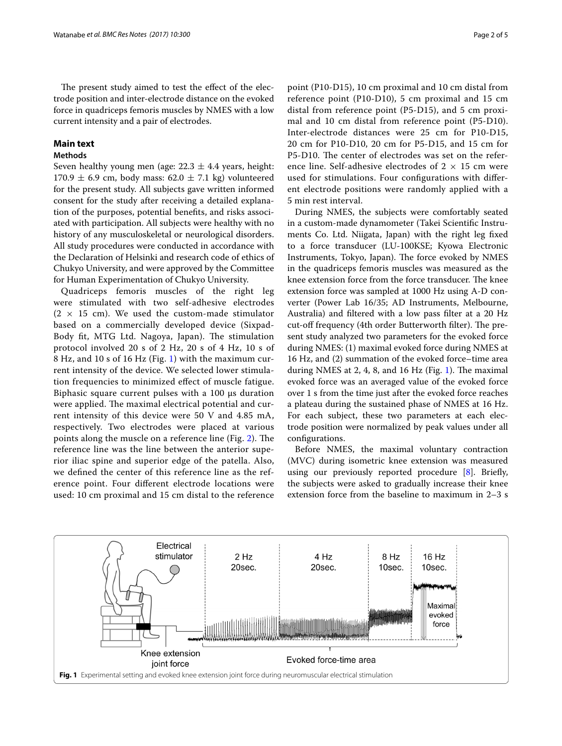The present study aimed to test the effect of the electrode position and inter-electrode distance on the evoked force in quadriceps femoris muscles by NMES with a low current intensity and a pair of electrodes.

## Main text

### Methods

Seven healthy young men (age: 22.3 ± 4.4 years, height: 170.9 ± 6.9 cm, body mass: 62.0 ± 7.1 kg) volunteered for the present study. All subjects gave written informed consent for the study after receiving a detailed explanation of the purposes, potential benefits, and risks associated with participation. All subjects were healthy with no history of any musculoskeletal or neurological disorders. All study procedures were conducted in accordance with the Declaration of Helsinki and research code of ethics of Chukyo University, and were approved by the Committee for Human Experimentation of Chukyo University.

Quadriceps femoris muscles of the right leg were stimulated with two self-adhesive electrodes (2 × 15 cm). We used the custom-made stimulator based on a commercially developed device (Sixpad-Body fit, MTG Ltd. Nagoya, Japan). The stimulation protocol involved 20 s of 2 Hz, 20 s of 4 Hz, 10 s of 8 Hz, and 10 s of 16 Hz (Fig. 1) with the maximum current intensity of the device. We selected lower stimulation frequencies to minimized effect of muscle fatigue. Biphasic square current pulses with a 100 µs duration were applied. The maximal electrical potential and current intensity of this device were 50 V and 4.85 mA, respectively. Two electrodes were placed at various points along the muscle on a reference line (Fig. 2). The reference line was the line between the anterior superior iliac spine and superior edge of the patella. Also, we defined the center of this reference line as the reference point. Four different electrode locations were used: 10 cm proximal and 15 cm distal to the reference point (P10-D15), 10 cm proximal and 10 cm distal from reference point (P10-D10), 5 cm proximal and 15 cm distal from reference point (P5-D15), and 5 cm proximal and 10 cm distal from reference point (P5-D10). Inter-electrode distances were 25 cm for P10-D15, 20 cm for P10-D10, 20 cm for P5-D15, and 15 cm for P5-D10. The center of electrodes was set on the reference line. Self-adhesive electrodes of 2 × 15 cm were used for stimulations. Four configurations with different electrode positions were randomly applied with a 5 min rest interval.

During NMES, the subjects were comfortably seated in a custom-made dynamometer (Takei Scientific Instruments Co. Ltd. Niigata, Japan) with the right leg fixed to a force transducer (LU-100KSE; Kyowa Electronic Instruments, Tokyo, Japan). The force evoked by NMES in the quadriceps femoris muscles was measured as the knee extension force from the force transducer. The knee extension force was sampled at 1000 Hz using A-D converter (Power Lab 16/35; AD Instruments, Melbourne, Australia) and filtered with a low pass filter at a 20 Hz cut-off frequency (4th order Butterworth filter). The present study analyzed two parameters for the evoked force during NMES: (1) maximal evoked force during NMES at 16 Hz, and (2) summation of the evoked force–time area during NMES at 2, 4, 8, and 16 Hz (Fig. 1). The maximal evoked force was an averaged value of the evoked force over 1 s from the time just after the evoked force reaches a plateau during the sustained phase of NMES at 16 Hz. For each subject, these two parameters at each electrode position were normalized by peak values under all configurations.

Before NMES, the maximal voluntary contraction (MVC) during isometric knee extension was measured using our previously reported procedure [8]. Briefly, the subjects were asked to gradually increase their knee extension force from the baseline to maximum in 2–3 s

**Fig. 1** Experimental setting and evoked knee extension joint force during neuromuscular electrical stimulation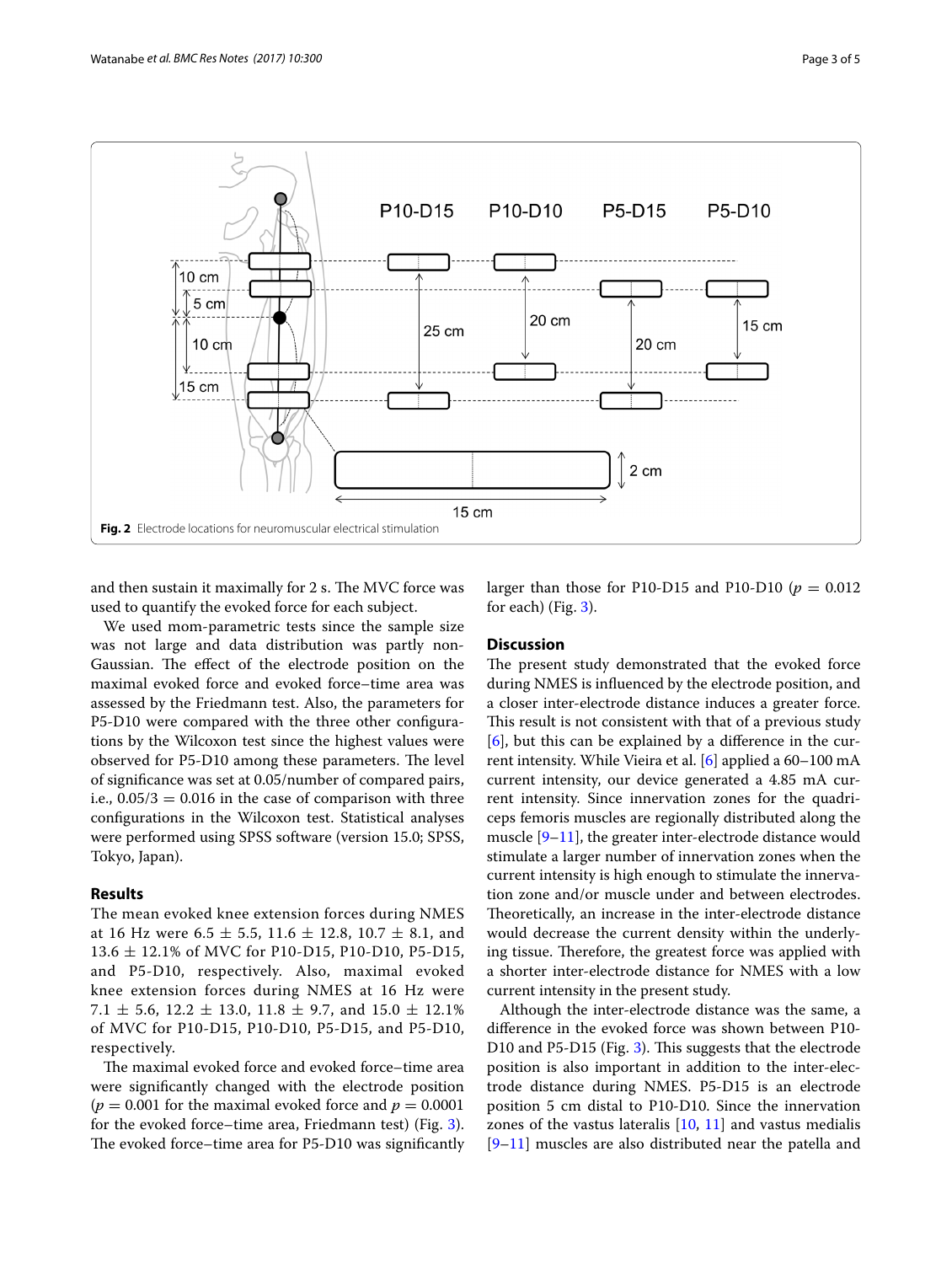Fig. 2 Electrode locations for neuromuscular electrical stimulation

and then sustain it maximally for 2 s. The MVC force was used to quantify the evoked force for each subject.

We used mom-parametric tests since the sample size was not large and data distribution was partly non-Gaussian. The effect of the electrode position on the maximal evoked force and evoked force–time area was assessed by the Friedmann test. Also, the parameters for P5-D10 were compared with the three other configurations by the Wilcoxon test since the highest values were observed for P5-D10 among these parameters. The level of significance was set at 0.05/number of compared pairs, i.e., $0.05/3 = 0.016$ in the case of comparison with three configurations in the Wilcoxon test. Statistical analyses were performed using SPSS software (version 15.0; SPSS, Tokyo, Japan).

## Results

The mean evoked knee extension forces during NMES at 16 Hz were $6.5 \pm 5.5$, $11.6 \pm 12.8$, $10.7 \pm 8.1$, and $13.6 \pm 12.1\%$ of MVC for P10-D15, P10-D10, P5-D15, and P5-D10, respectively. Also, maximal evoked knee extension forces during NMES at 16 Hz were $7.1 \pm 5.6$, $12.2 \pm 13.0$, $11.8 \pm 9.7$, and $15.0 \pm 12.1\%$ of MVC for P10-D15, P10-D10, P5-D15, and P5-D10, respectively.

The maximal evoked force and evoked force–time area were significantly changed with the electrode position ($p = 0.001$ for the maximal evoked force and $p = 0.0001$ for the evoked force–time area, Friedmann test) (Fig. 3). The evoked force–time area for P5-D10 was significantly larger than those for P10-D15 and P10-D10 ($p = 0.012$ for each) (Fig. 3).

## Discussion

The present study demonstrated that the evoked force during NMES is influenced by the electrode position, and a closer inter-electrode distance induces a greater force. This result is not consistent with that of a previous study [6], but this can be explained by a difference in the current intensity. While Vieira et al. [6] applied a 60–100 mA current intensity, our device generated a 4.85 mA current intensity. Since innervation zones for the quadriceps femoris muscles are regionally distributed along the muscle [9–11], the greater inter-electrode distance would stimulate a larger number of innervation zones when the current intensity is high enough to stimulate the innervation zone and/or muscle under and between electrodes. Theoretically, an increase in the inter-electrode distance would decrease the current density within the underlying tissue. Therefore, the greatest force was applied with a shorter inter-electrode distance for NMES with a low current intensity in the present study.

Although the inter-electrode distance was the same, a difference in the evoked force was shown between P10-D10 and P5-D15 (Fig. 3). This suggests that the electrode position is also important in addition to the inter-electrode distance during NMES. P5-D15 is an electrode position 5 cm distal to P10-D10. Since the innervation zones of the vastus lateralis [10, 11] and vastus medialis [9–11] muscles are also distributed near the patella and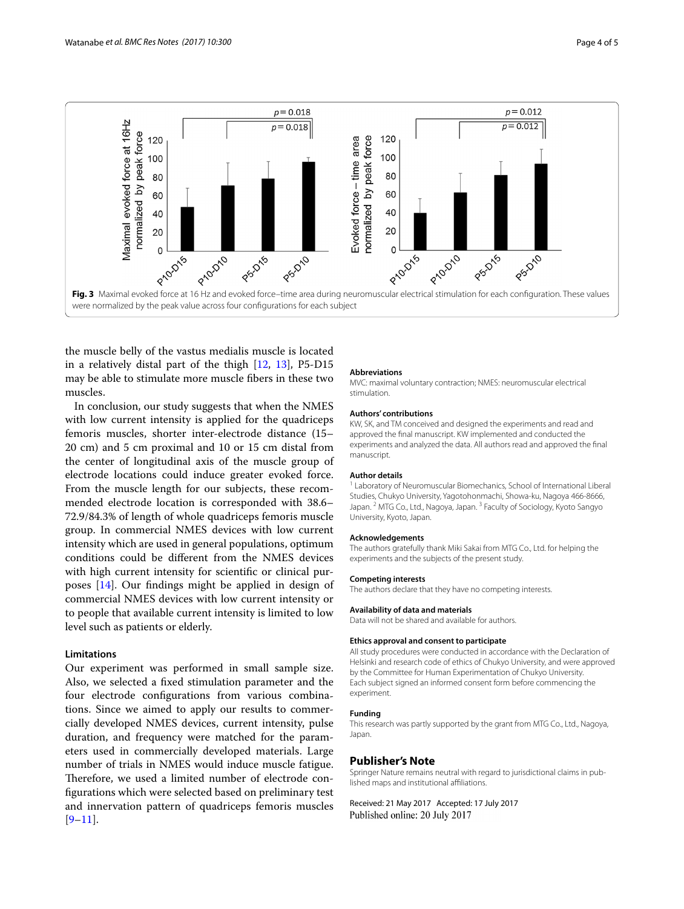p = 0.018

p = 0.018

Maximal evoked force at 16Hz normalized by peak force

120
100
80
60
40
20
0

P10-D15
P10-D10
P5-D15
P5-D10

p = 0.012

p = 0.012

Evoked force – time area normalized by peak force

120
100
80
60
40
20
0

P10-D15
P10-D10
P5-D15
P5-D10

**Fig. 3** Maximal evoked force at 16 Hz and evoked force–time area during neuromuscular electrical stimulation for each configuration. These values were normalized by the peak value across four configurations for each subject

the muscle belly of the vastus medialis muscle is located in a relatively distal part of the thigh [12, 13], P5-D15 may be able to stimulate more muscle fibers in these two muscles.

In conclusion, our study suggests that when the NMES with low current intensity is applied for the quadriceps femoris muscles, shorter inter-electrode distance (15–20 cm) and 5 cm proximal and 10 or 15 cm distal from the center of longitudinal axis of the muscle group of electrode locations could induce greater evoked force. From the muscle length for our subjects, these recommended electrode location is corresponded with 38.6–72.9/84.3% of length of whole quadriceps femoris muscle group. In commercial NMES devices with low current intensity which are used in general populations, optimum conditions could be different from the NMES devices with high current intensity for scientific or clinical purposes [14]. Our findings might be applied in design of commercial NMES devices with low current intensity or to people that available current intensity is limited to low level such as patients or elderly.

### Limitations

Our experiment was performed in small sample size. Also, we selected a fixed stimulation parameter and the four electrode configurations from various combinations. Since we aimed to apply our results to commercially developed NMES devices, current intensity, pulse duration, and frequency were matched for the parameters used in commercially developed materials. Large number of trials in NMES would induce muscle fatigue. Therefore, we used a limited number of electrode configurations which were selected based on preliminary test and innervation pattern of quadriceps femoris muscles [9–11].

#### Abbreviations

MVC: maximal voluntary contraction; NMES: neuromuscular electrical stimulation.

#### Authors' contributions

KW, SK, and TM conceived and designed the experiments and read and approved the final manuscript. KW implemented and conducted the experiments and analyzed the data. All authors read and approved the final manuscript.

#### Author details

[1] Laboratory of Neuromuscular Biomechanics, School of International Liberal Studies, Chukyo University, Yagotohonmachi, Showa-ku, Nagoya 466-8666, Japan. [2] MTG Co., Ltd., Nagoya, Japan. [3] Faculty of Sociology, Kyoto Sangyo University, Kyoto, Japan.

#### Acknowledgements

The authors gratefully thank Miki Sakai from MTG Co., Ltd. for helping the experiments and the subjects of the present study.

#### Competing interests

The authors declare that they have no competing interests.

#### Availability of data and materials

Data will not be shared and available for authors.

#### Ethics approval and consent to participate

All study procedures were conducted in accordance with the Declaration of Helsinki and research code of ethics of Chukyo University, and were approved by the Committee for Human Experimentation of Chukyo University. Each subject signed an informed consent form before commencing the experiment.

#### Funding

This research was partly supported by the grant from MTG Co., Ltd., Nagoya, Japan.

## Publisher's Note

Springer Nature remains neutral with regard to jurisdictional claims in published maps and institutional affiliations.

Received: 21 May 2017 Accepted: 17 July 2017
Published online: 20 July 2017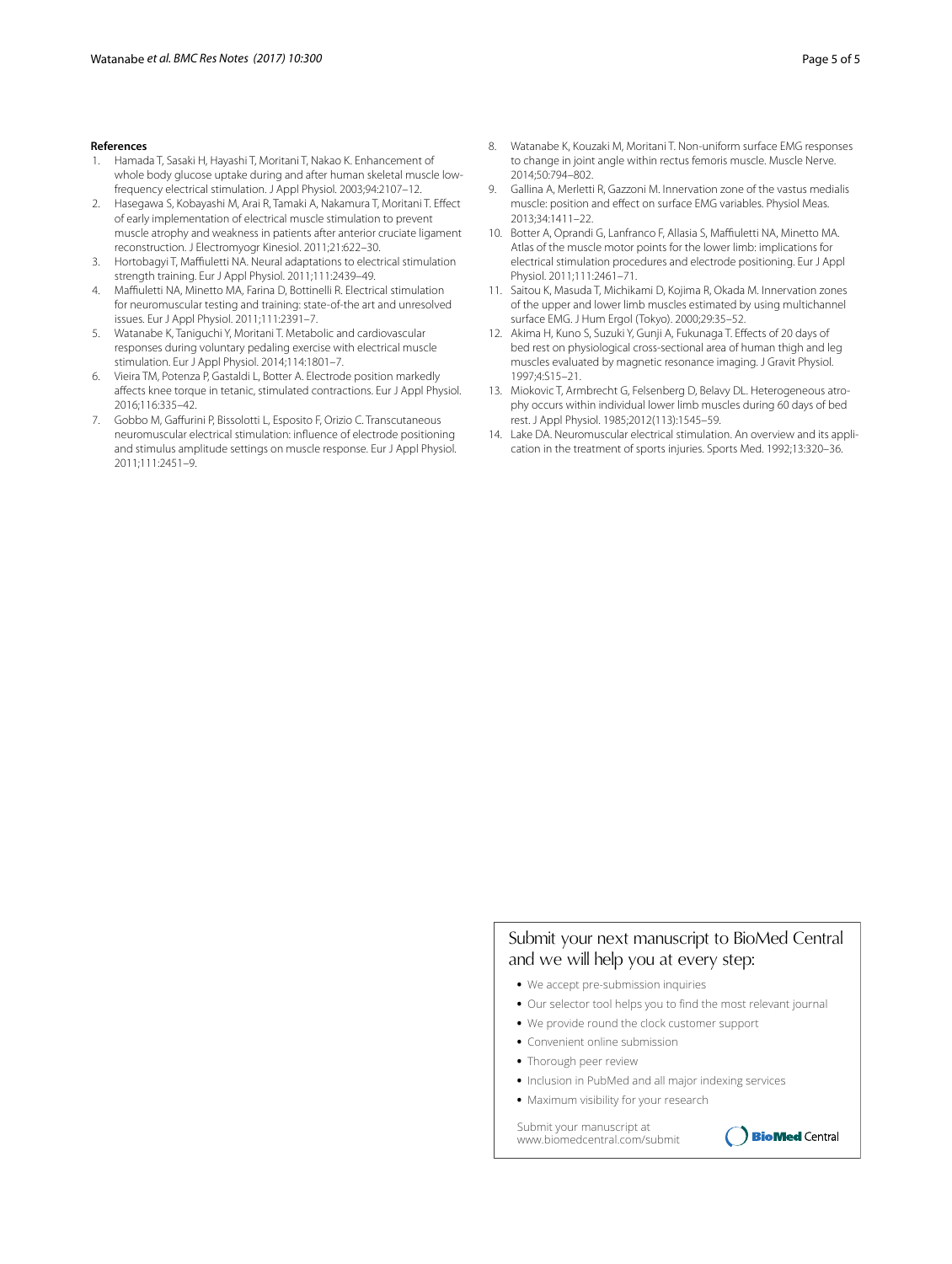## References

1. Hamada T, Sasaki H, Hayashi T, Moritani T, Nakao K. Enhancement of whole body glucose uptake during and after human skeletal muscle low-frequency electrical stimulation. J Appl Physiol. 2003;94:2107–12.
2. Hasegawa S, Kobayashi M, Arai R, Tamaki A, Nakamura T, Moritani T. Effect of early implementation of electrical muscle stimulation to prevent muscle atrophy and weakness in patients after anterior cruciate ligament reconstruction. J Electromyogr Kinesiol. 2011;21:622–30.
3. Hortobagyi T, Maffiuletti NA. Neural adaptations to electrical stimulation strength training. Eur J Appl Physiol. 2011;111:2439–49.
4. Maffiuletti NA, Minetto MA, Farina D, Bottinelli R. Electrical stimulation for neuromuscular testing and training: state-of-the art and unresolved issues. Eur J Appl Physiol. 2011;111:2391–7.
5. Watanabe K, Taniguchi Y, Moritani T. Metabolic and cardiovascular responses during voluntary pedaling exercise with electrical muscle stimulation. Eur J Appl Physiol. 2014;114:1801–7.
6. Vieira TM, Potenza P, Gastaldi L, Botter A. Electrode position markedly affects knee torque in tetanic, stimulated contractions. Eur J Appl Physiol. 2016;116:335–42.
7. Gobbo M, Gaffurini P, Bissolotti L, Esposito F, Orizio C. Transcutaneous neuromuscular electrical stimulation: influence of electrode positioning and stimulus amplitude settings on muscle response. Eur J Appl Physiol. 2011;111:2451–9.
8. Watanabe K, Kouzaki M, Moritani T. Non-uniform surface EMG responses to change in joint angle within rectus femoris muscle. Muscle Nerve. 2014;50:794–802.
9. Gallina A, Merletti R, Gazzoni M. Innervation zone of the vastus medialis muscle: position and effect on surface EMG variables. Physiol Meas. 2013;34:1411–22.
10. Botter A, Oprandi G, Lanfranco F, Allasia S, Maffiuletti NA, Minetto MA. Atlas of the muscle motor points for the lower limb: implications for electrical stimulation procedures and electrode positioning. Eur J Appl Physiol. 2011;111:2461–71.
11. Saitou K, Masuda T, Michikami D, Kojima R, Okada M. Innervation zones of the upper and lower limb muscles estimated by using multichannel surface EMG. J Hum Ergol (Tokyo). 2000;29:35–52.
12. Akima H, Kuno S, Suzuki Y, Gunji A, Fukunaga T. Effects of 20 days of bed rest on physiological cross-sectional area of human thigh and leg muscles evaluated by magnetic resonance imaging. J Gravit Physiol. 1997;4:S15–21.
13. Miokovic T, Armbrecht G, Felsenberg D, Belavy DL. Heterogeneous atrophy occurs within individual lower limb muscles during 60 days of bed rest. J Appl Physiol. 1985;2012(113):1545–59.
14. Lake DA. Neuromuscular electrical stimulation. An overview and its application in the treatment of sports injuries. Sports Med. 1992;13:320–36.

Submit your next manuscript to BioMed Central and we will help you at every step:

- We accept pre-submission inquiries
- Our selector tool helps you to find the most relevant journal
- We provide round the clock customer support
- Convenient online submission
- Thorough peer review
- Inclusion in PubMed and all major indexing services
- Maximum visibility for your research

Submit your manuscript at
www.biomedcentral.com/submit

BioMed Central